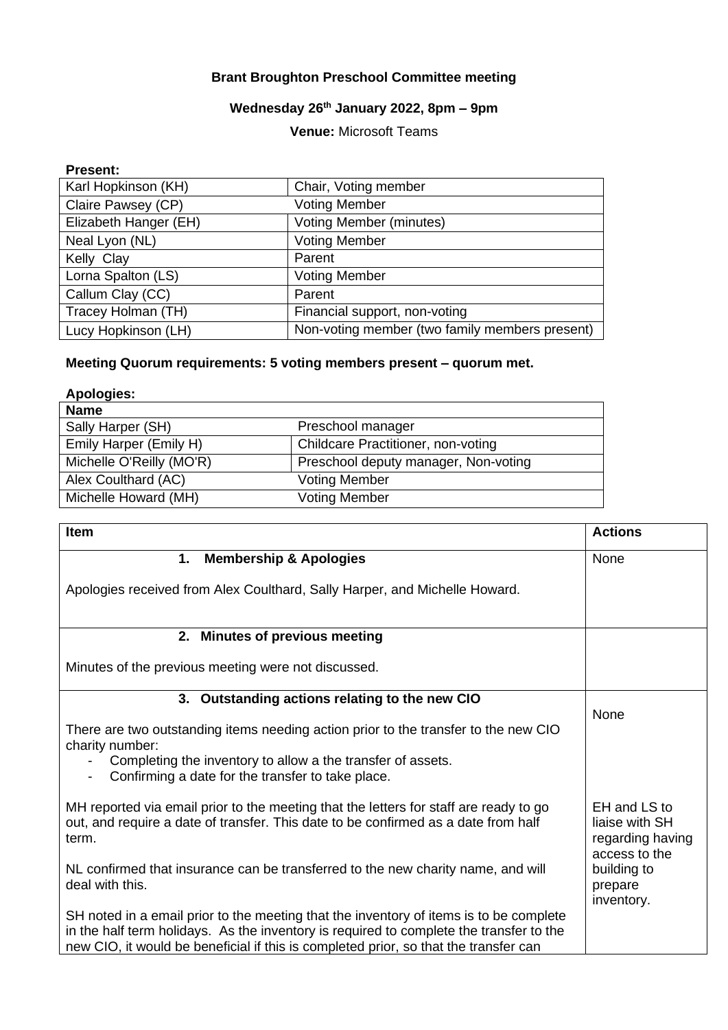**Brant Broughton Preschool Committee meeting**

**Wednesday 26th January 2022, 8pm – 9pm**

**Venue:** Microsoft Teams

**Present:**

| | |
|---|---|
| Karl Hopkinson (KH) | Chair, Voting member |
| Claire Pawsey (CP) | Voting Member |
| Elizabeth Hanger (EH) | Voting Member (minutes) |
| Neal Lyon (NL) | Voting Member |
| Kelly Clay | Parent |
| Lorna Spalton (LS) | Voting Member |
| Callum Clay (CC) | Parent |
| Tracey Holman (TH) | Financial support, non-voting |
| Lucy Hopkinson (LH) | Non-voting member (two family members present) |

**Meeting Quorum requirements: 5 voting members present – quorum met.**

**Apologies:**

| **Name** | |
|---|---|
| Sally Harper (SH) | Preschool manager |
| Emily Harper (Emily H) | Childcare Practitioner, non-voting |
| Michelle O'Reilly (MO'R) | Preschool deputy manager, Non-voting |
| Alex Coulthard (AC) | Voting Member |
| Michelle Howard (MH) | Voting Member |

| **Item** | **Actions** |
|---|---|
| **1. Membership & Apologies**<br><br>Apologies received from Alex Coulthard, Sally Harper, and Michelle Howard. | None |
| **2. Minutes of previous meeting**<br><br>Minutes of the previous meeting were not discussed. | |
| **3. Outstanding actions relating to the new CIO**<br><br>There are two outstanding items needing action prior to the transfer to the new CIO charity number:<br>- Completing the inventory to allow a the transfer of assets.<br>- Confirming a date for the transfer to take place.<br><br>MH reported via email prior to the meeting that the letters for staff are ready to go out, and require a date of transfer. This date to be confirmed as a date from half term.<br><br>NL confirmed that insurance can be transferred to the new charity name, and will deal with this.<br><br>SH noted in a email prior to the meeting that the inventory of items is to be complete in the half term holidays. As the inventory is required to complete the transfer to the new CIO, it would be beneficial if this is completed prior, so that the transfer can | None<br><br>EH and LS to liaise with SH regarding having access to the building to prepare inventory. |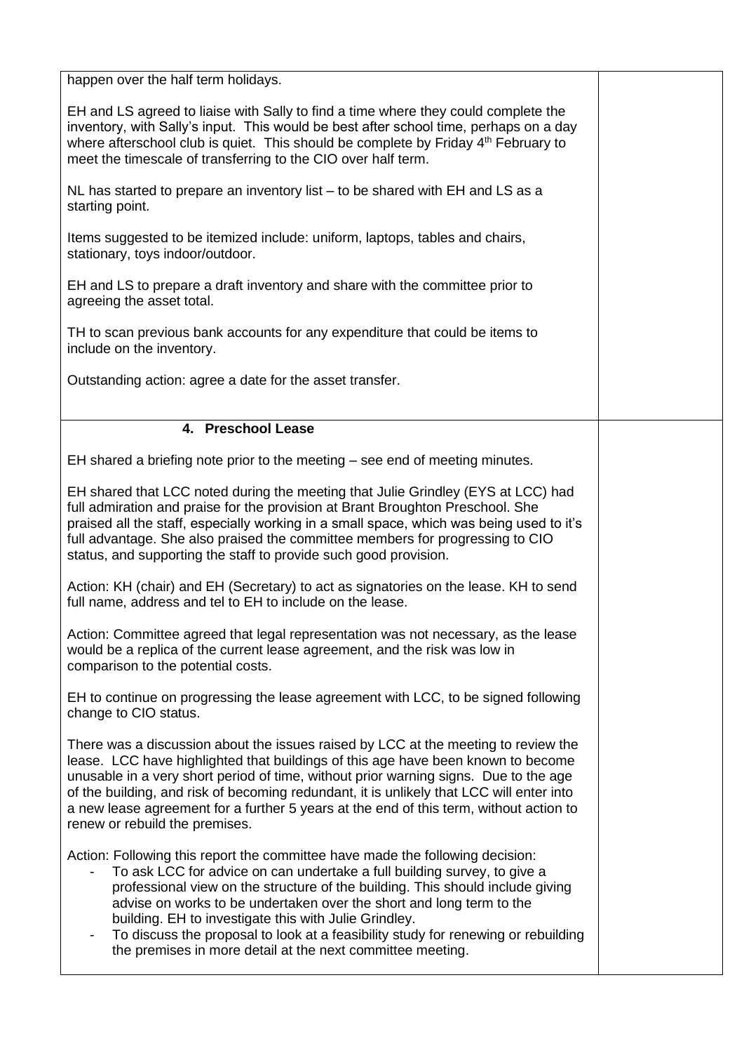happen over the half term holidays.

EH and LS agreed to liaise with Sally to find a time where they could complete the inventory, with Sally's input. This would be best after school time, perhaps on a day where afterschool club is quiet. This should be complete by Friday 4th February to meet the timescale of transferring to the CIO over half term.

NL has started to prepare an inventory list – to be shared with EH and LS as a starting point.

Items suggested to be itemized include: uniform, laptops, tables and chairs, stationary, toys indoor/outdoor.

EH and LS to prepare a draft inventory and share with the committee prior to agreeing the asset total.

TH to scan previous bank accounts for any expenditure that could be items to include on the inventory.

Outstanding action: agree a date for the asset transfer.

## 4. Preschool Lease

EH shared a briefing note prior to the meeting – see end of meeting minutes.

EH shared that LCC noted during the meeting that Julie Grindley (EYS at LCC) had full admiration and praise for the provision at Brant Broughton Preschool. She praised all the staff, especially working in a small space, which was being used to it's full advantage. She also praised the committee members for progressing to CIO status, and supporting the staff to provide such good provision.

Action: KH (chair) and EH (Secretary) to act as signatories on the lease. KH to send full name, address and tel to EH to include on the lease.

Action: Committee agreed that legal representation was not necessary, as the lease would be a replica of the current lease agreement, and the risk was low in comparison to the potential costs.

EH to continue on progressing the lease agreement with LCC, to be signed following change to CIO status.

There was a discussion about the issues raised by LCC at the meeting to review the lease. LCC have highlighted that buildings of this age have been known to become unusable in a very short period of time, without prior warning signs. Due to the age of the building, and risk of becoming redundant, it is unlikely that LCC will enter into a new lease agreement for a further 5 years at the end of this term, without action to renew or rebuild the premises.

Action: Following this report the committee have made the following decision:

- To ask LCC for advice on can undertake a full building survey, to give a professional view on the structure of the building. This should include giving advise on works to be undertaken over the short and long term to the building. EH to investigate this with Julie Grindley.
- To discuss the proposal to look at a feasibility study for renewing or rebuilding the premises in more detail at the next committee meeting.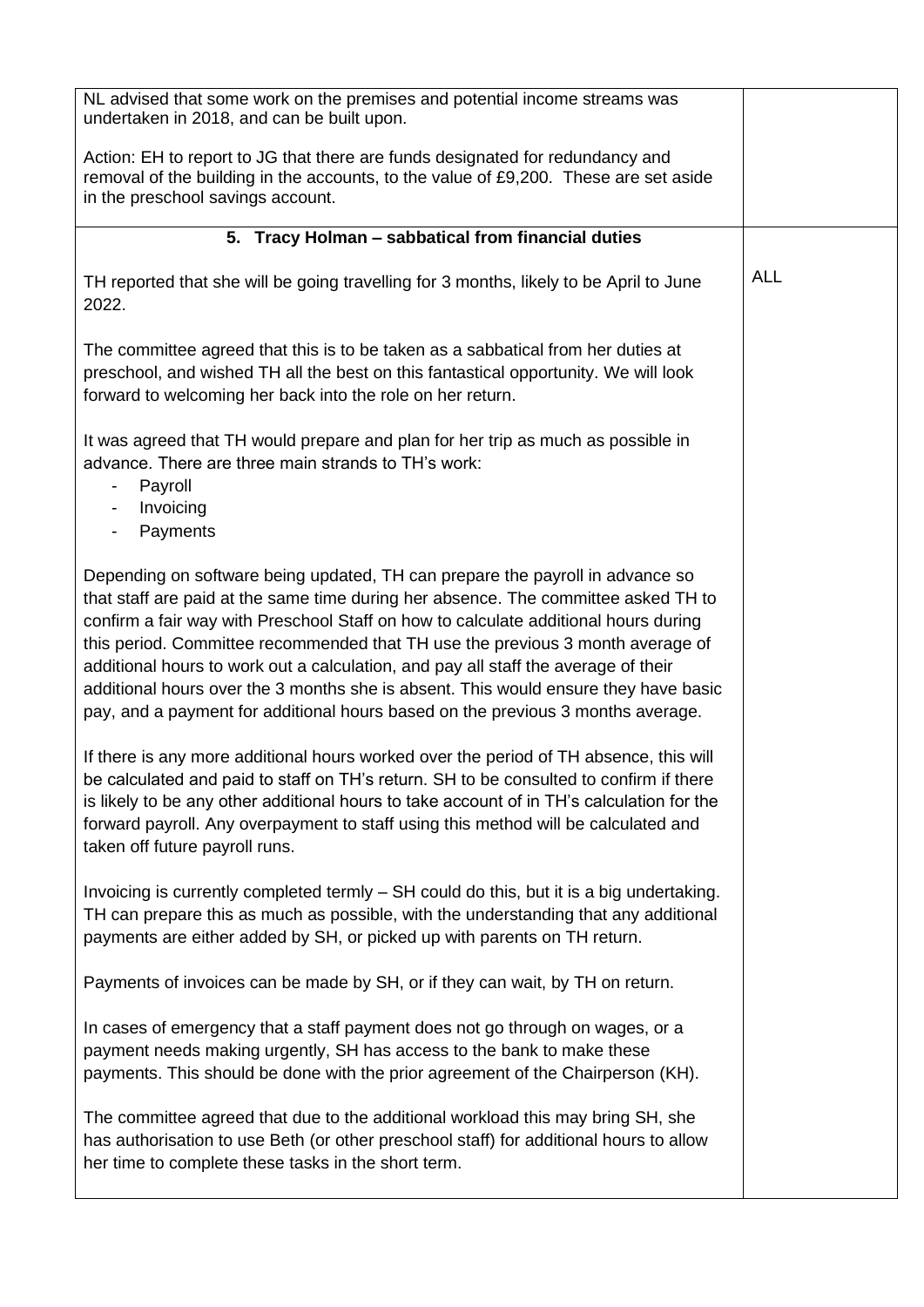| | |
|---|---|
| NL advised that some work on the premises and potential income streams was undertaken in 2018, and can be built upon.<br><br>Action: EH to report to JG that there are funds designated for redundancy and removal of the building in the accounts, to the value of £9,200. These are set aside in the preschool savings account. | |
| **5. Tracy Holman – sabbatical from financial duties** | |
| TH reported that she will be going travelling for 3 months, likely to be April to June 2022.<br><br>The committee agreed that this is to be taken as a sabbatical from her duties at preschool, and wished TH all the best on this fantastical opportunity. We will look forward to welcoming her back into the role on her return.<br><br>It was agreed that TH would prepare and plan for her trip as much as possible in advance. There are three main strands to TH's work:<br>- Payroll<br>- Invoicing<br>- Payments<br><br>Depending on software being updated, TH can prepare the payroll in advance so that staff are paid at the same time during her absence. The committee asked TH to confirm a fair way with Preschool Staff on how to calculate additional hours during this period. Committee recommended that TH use the previous 3 month average of additional hours to work out a calculation, and pay all staff the average of their additional hours over the 3 months she is absent. This would ensure they have basic pay, and a payment for additional hours based on the previous 3 months average.<br><br>If there is any more additional hours worked over the period of TH absence, this will be calculated and paid to staff on TH's return. SH to be consulted to confirm if there is likely to be any other additional hours to take account of in TH's calculation for the forward payroll. Any overpayment to staff using this method will be calculated and taken off future payroll runs.<br><br>Invoicing is currently completed termly – SH could do this, but it is a big undertaking. TH can prepare this as much as possible, with the understanding that any additional payments are either added by SH, or picked up with parents on TH return.<br><br>Payments of invoices can be made by SH, or if they can wait, by TH on return.<br><br>In cases of emergency that a staff payment does not go through on wages, or a payment needs making urgently, SH has access to the bank to make these payments. This should be done with the prior agreement of the Chairperson (KH).<br><br>The committee agreed that due to the additional workload this may bring SH, she has authorisation to use Beth (or other preschool staff) for additional hours to allow her time to complete these tasks in the short term. | ALL |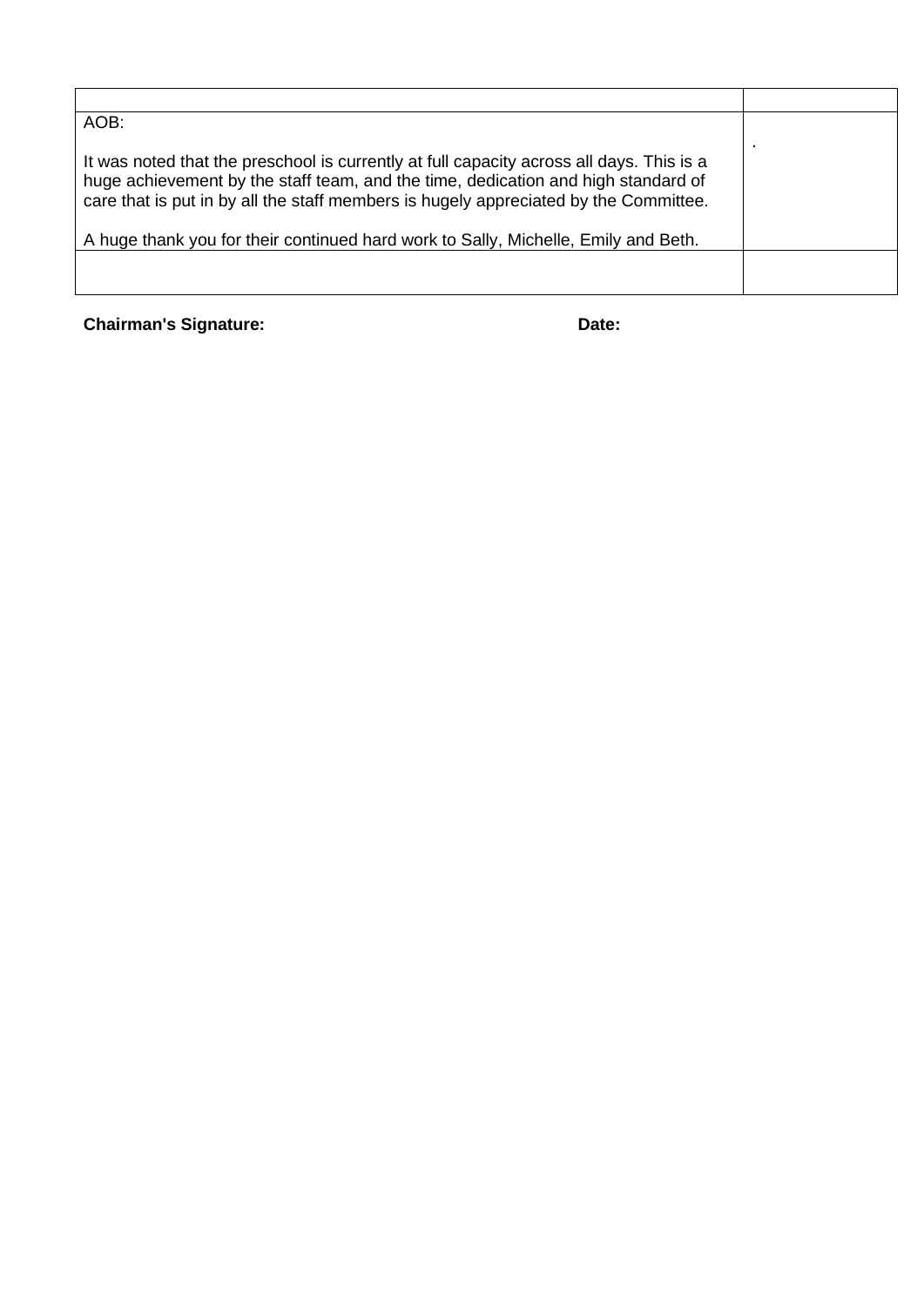| | |
|---|---|
| AOB:<br><br>It was noted that the preschool is currently at full capacity across all days. This is a huge achievement by the staff team, and the time, dedication and high standard of care that is put in by all the staff members is hugely appreciated by the Committee.<br><br>A huge thank you for their continued hard work to Sally, Michelle, Emily and Beth. | . |
| | |

**Chairman's Signature:** **Date:**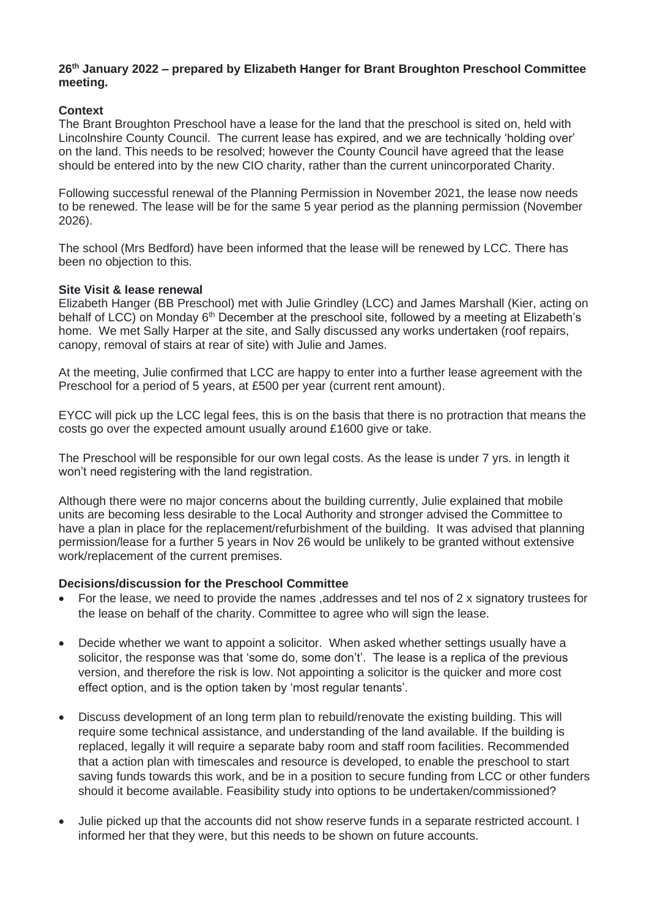**26th January 2022 – prepared by Elizabeth Hanger for Brant Broughton Preschool Committee meeting.**

**Context**

The Brant Broughton Preschool have a lease for the land that the preschool is sited on, held with Lincolnshire County Council. The current lease has expired, and we are technically 'holding over' on the land. This needs to be resolved; however the County Council have agreed that the lease should be entered into by the new CIO charity, rather than the current unincorporated Charity.

Following successful renewal of the Planning Permission in November 2021, the lease now needs to be renewed. The lease will be for the same 5 year period as the planning permission (November 2026).

The school (Mrs Bedford) have been informed that the lease will be renewed by LCC. There has been no objection to this.

**Site Visit & lease renewal**

Elizabeth Hanger (BB Preschool) met with Julie Grindley (LCC) and James Marshall (Kier, acting on behalf of LCC) on Monday 6th December at the preschool site, followed by a meeting at Elizabeth's home. We met Sally Harper at the site, and Sally discussed any works undertaken (roof repairs, canopy, removal of stairs at rear of site) with Julie and James.

At the meeting, Julie confirmed that LCC are happy to enter into a further lease agreement with the Preschool for a period of 5 years, at £500 per year (current rent amount).

EYCC will pick up the LCC legal fees, this is on the basis that there is no protraction that means the costs go over the expected amount usually around £1600 give or take.

The Preschool will be responsible for our own legal costs. As the lease is under 7 yrs. in length it won't need registering with the land registration.

Although there were no major concerns about the building currently, Julie explained that mobile units are becoming less desirable to the Local Authority and stronger advised the Committee to have a plan in place for the replacement/refurbishment of the building. It was advised that planning permission/lease for a further 5 years in Nov 26 would be unlikely to be granted without extensive work/replacement of the current premises.

**Decisions/discussion for the Preschool Committee**

- For the lease, we need to provide the names ,addresses and tel nos of 2 x signatory trustees for the lease on behalf of the charity. Committee to agree who will sign the lease.
- Decide whether we want to appoint a solicitor. When asked whether settings usually have a solicitor, the response was that 'some do, some don't'. The lease is a replica of the previous version, and therefore the risk is low. Not appointing a solicitor is the quicker and more cost effect option, and is the option taken by 'most regular tenants'.
- Discuss development of an long term plan to rebuild/renovate the existing building. This will require some technical assistance, and understanding of the land available. If the building is replaced, legally it will require a separate baby room and staff room facilities. Recommended that a action plan with timescales and resource is developed, to enable the preschool to start saving funds towards this work, and be in a position to secure funding from LCC or other funders should it become available. Feasibility study into options to be undertaken/commissioned?
- Julie picked up that the accounts did not show reserve funds in a separate restricted account. I informed her that they were, but this needs to be shown on future accounts.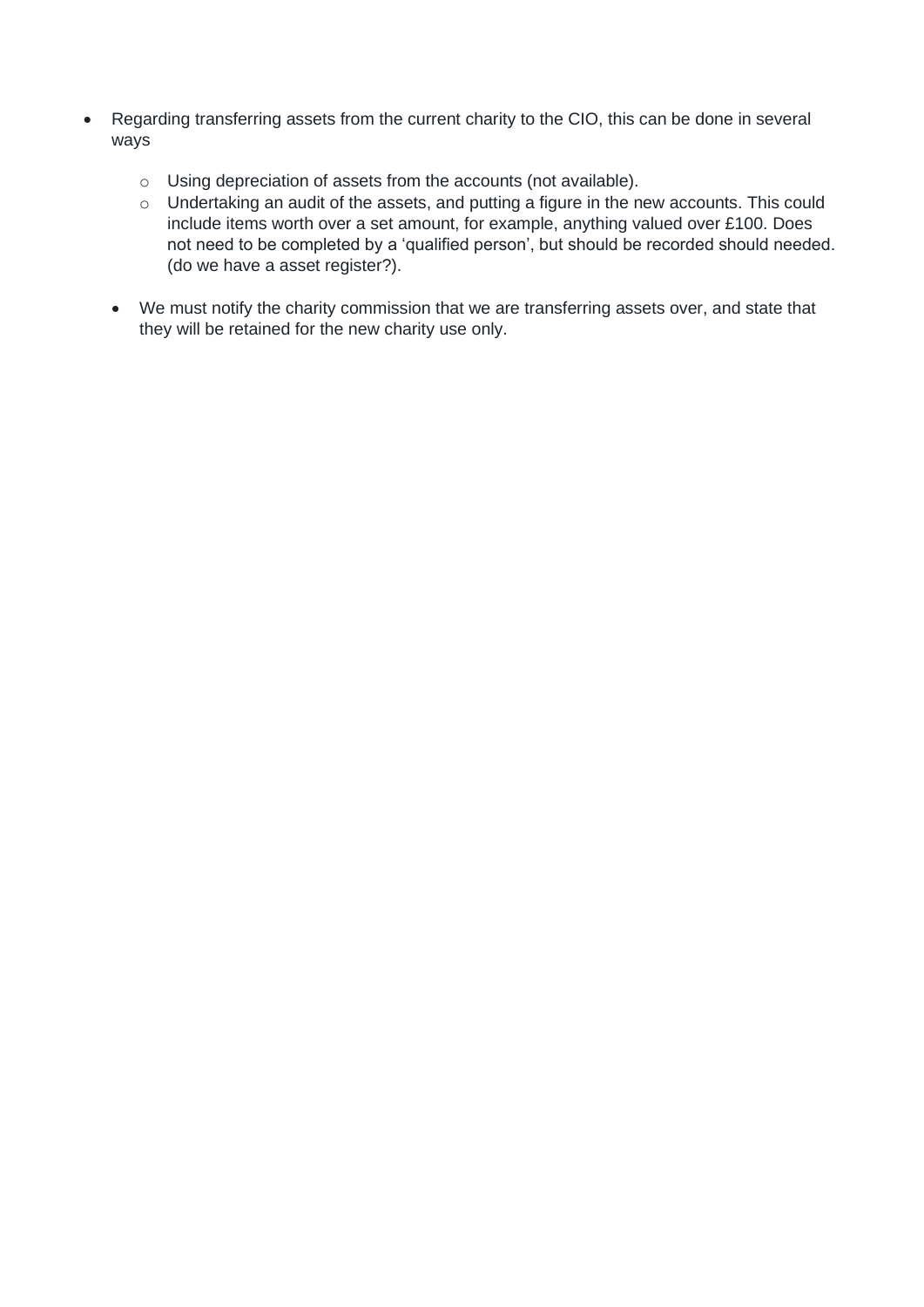- Regarding transferring assets from the current charity to the CIO, this can be done in several ways
    - Using depreciation of assets from the accounts (not available).
    - Undertaking an audit of the assets, and putting a figure in the new accounts. This could include items worth over a set amount, for example, anything valued over £100. Does not need to be completed by a 'qualified person', but should be recorded should needed. (do we have a asset register?).

- We must notify the charity commission that we are transferring assets over, and state that they will be retained for the new charity use only.